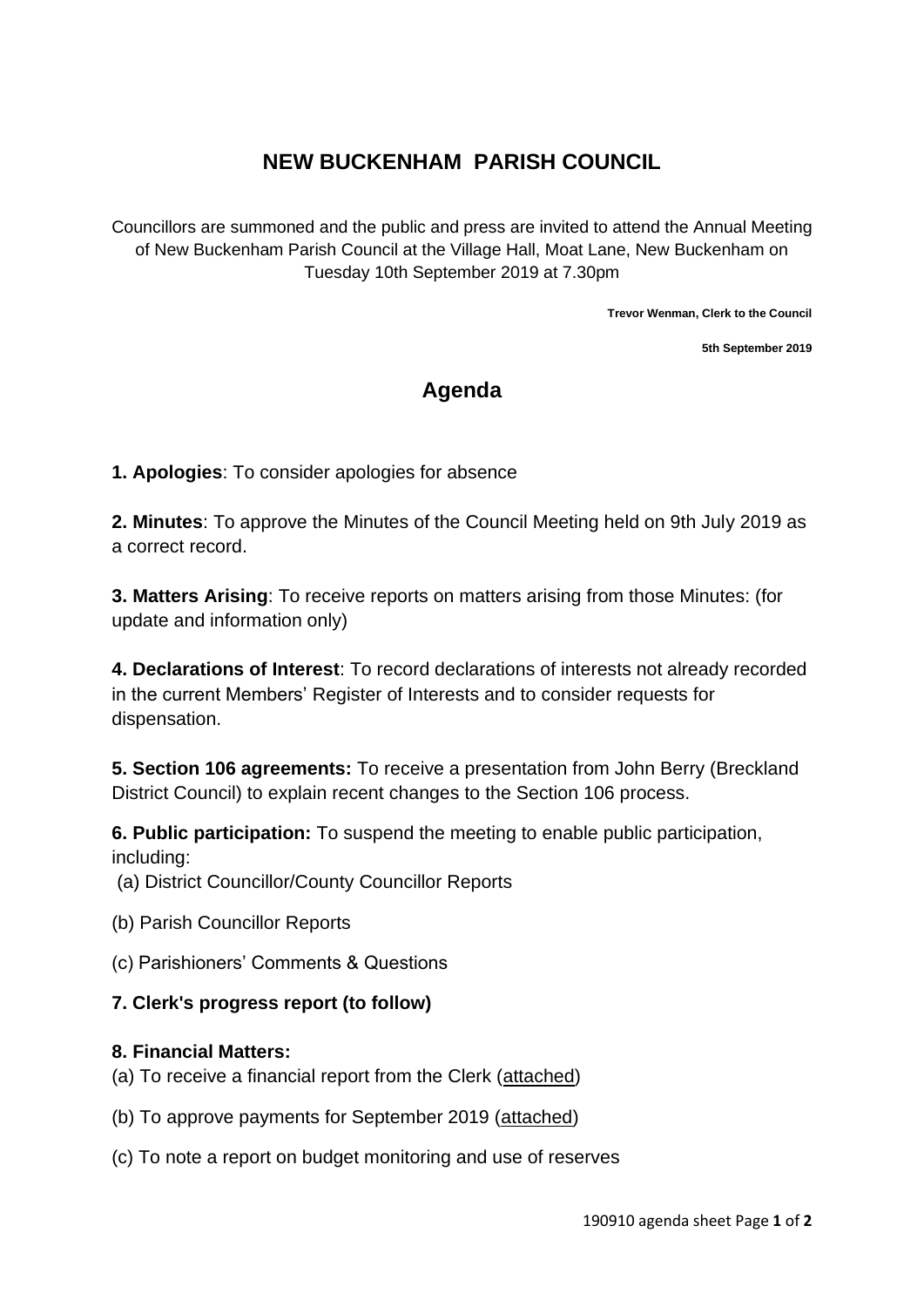# NEW BUCKENHAM PARISH COUNCIL

Councillors are summoned and the public and press are invited to attend the Annual Meeting of New Buckenham Parish Council at the Village Hall, Moat Lane, New Buckenham on Tuesday 10th September 2019 at 7.30pm

**Trevor Wenman, Clerk to the Council**

**5th September 2019**

## Agenda

**1. Apologies**: To consider apologies for absence

**2. Minutes**: To approve the Minutes of the Council Meeting held on 9th July 2019 as a correct record.

**3. Matters Arising**: To receive reports on matters arising from those Minutes: (for update and information only)

**4. Declarations of Interest**: To record declarations of interests not already recorded in the current Members' Register of Interests and to consider requests for dispensation.

**5. Section 106 agreements:** To receive a presentation from John Berry (Breckland District Council) to explain recent changes to the Section 106 process.

**6. Public participation:** To suspend the meeting to enable public participation, including:

(a) District Councillor/County Councillor Reports

(b) Parish Councillor Reports

(c) Parishioners' Comments & Questions

**7. Clerk's progress report (to follow)**

**8. Financial Matters:**

(a) To receive a financial report from the Clerk (attached)

(b) To approve payments for September 2019 (attached)

(c) To note a report on budget monitoring and use of reserves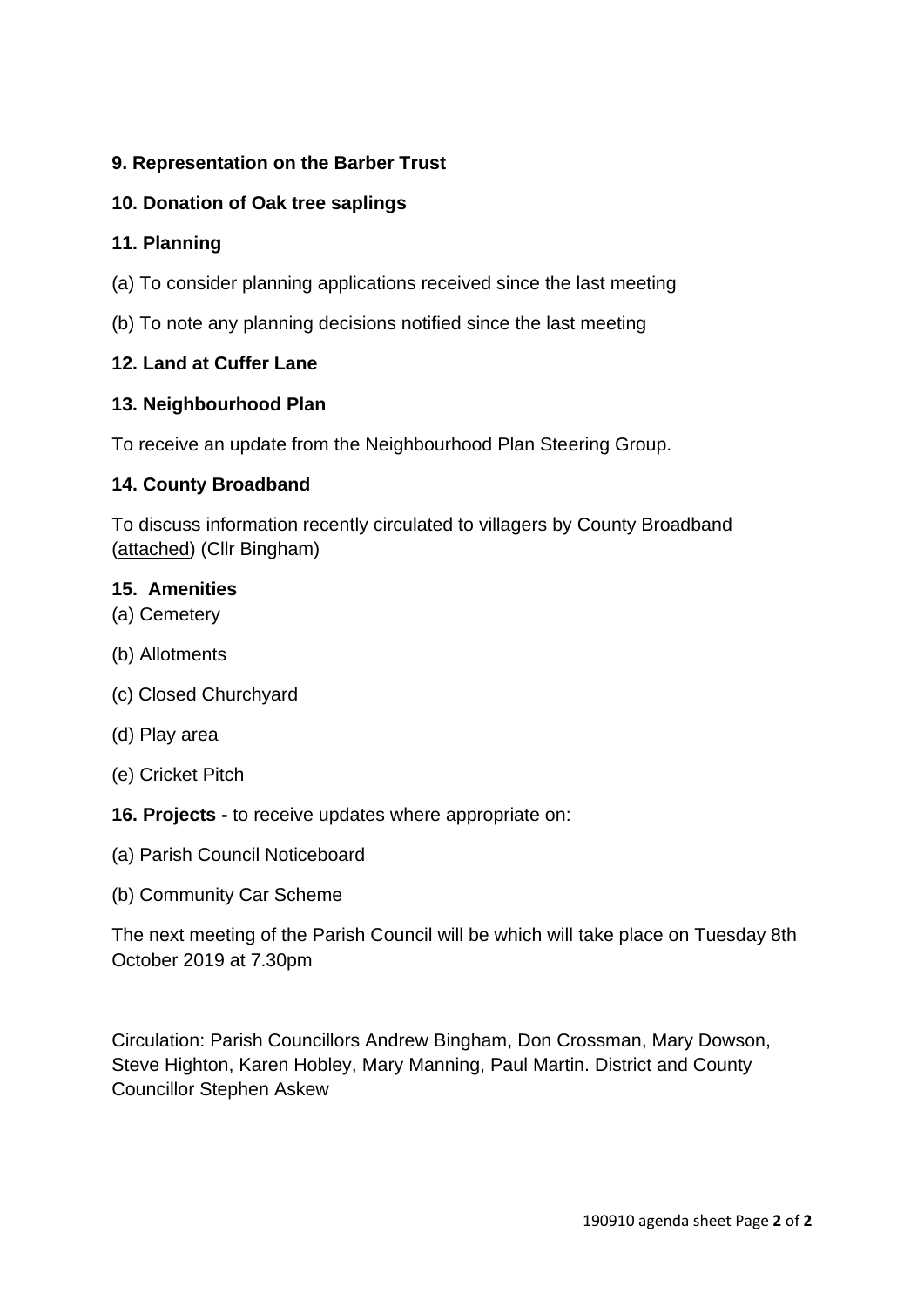**9. Representation on the Barber Trust**

**10. Donation of Oak tree saplings**

**11. Planning**

(a) To consider planning applications received since the last meeting

(b) To note any planning decisions notified since the last meeting

**12. Land at Cuffer Lane**

**13. Neighbourhood Plan**

To receive an update from the Neighbourhood Plan Steering Group.

**14. County Broadband**

To discuss information recently circulated to villagers by County Broadband (attached) (Cllr Bingham)

**15. Amenities**

(a) Cemetery

(b) Allotments

(c) Closed Churchyard

(d) Play area

(e) Cricket Pitch

**16. Projects -** to receive updates where appropriate on:

(a) Parish Council Noticeboard

(b) Community Car Scheme

The next meeting of the Parish Council will be which will take place on Tuesday 8th October 2019 at 7.30pm

Circulation: Parish Councillors Andrew Bingham, Don Crossman, Mary Dowson, Steve Highton, Karen Hobley, Mary Manning, Paul Martin. District and County Councillor Stephen Askew